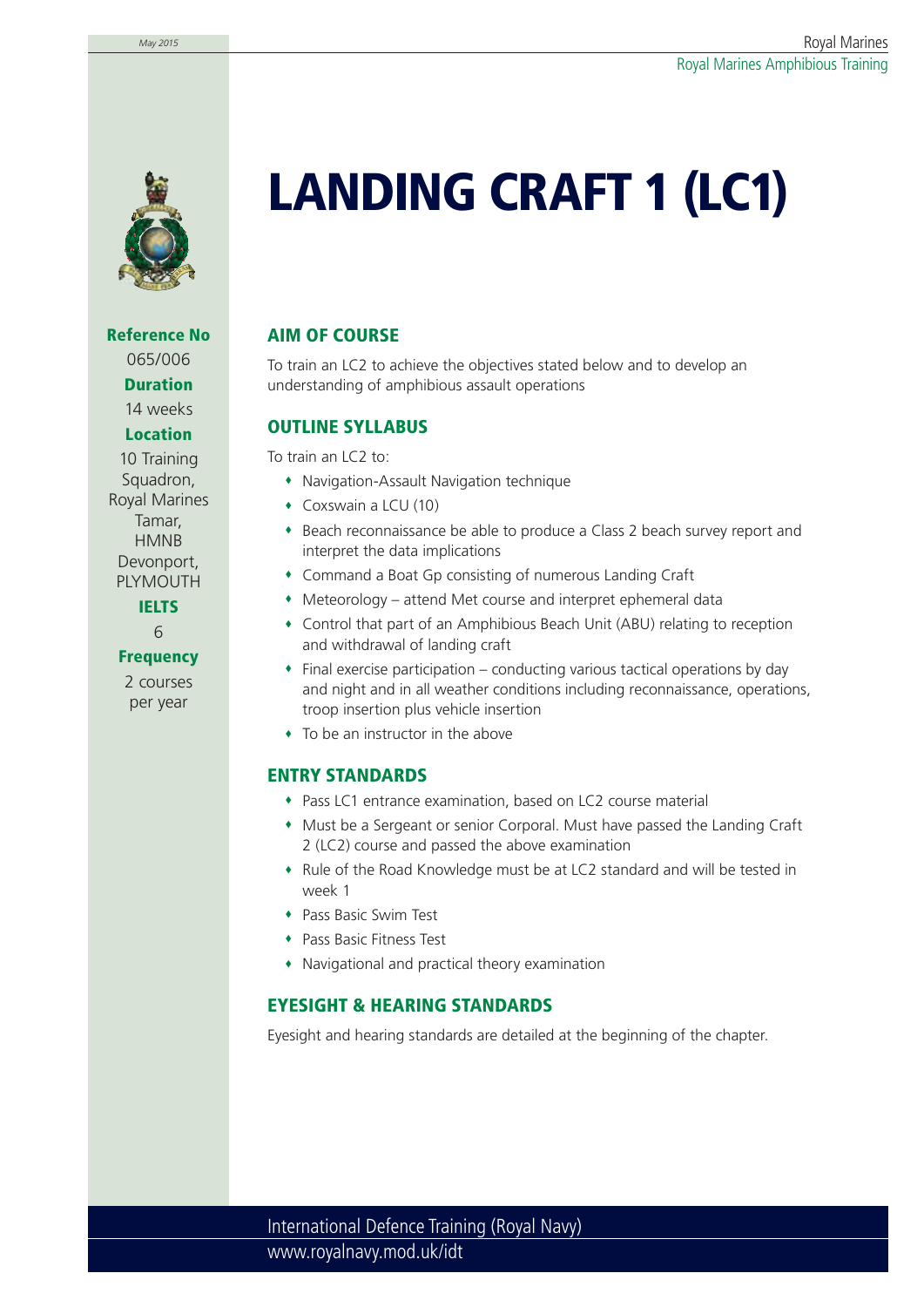# LANDING CRAFT 1 (LC1)

**Reference No**
065/006

**Duration**
14 weeks

**Location**
10 Training Squadron, Royal Marines Tamar, HMNB Devonport, PLYMOUTH

**IELTS**
6

**Frequency**
2 courses per year

## AIM OF COURSE

To train an LC2 to achieve the objectives stated below and to develop an understanding of amphibious assault operations

## OUTLINE SYLLABUS

To train an LC2 to:

- Navigation-Assault Navigation technique
- Coxswain a LCU (10)
- Beach reconnaissance be able to produce a Class 2 beach survey report and interpret the data implications
- Command a Boat Gp consisting of numerous Landing Craft
- Meteorology – attend Met course and interpret ephemeral data
- Control that part of an Amphibious Beach Unit (ABU) relating to reception and withdrawal of landing craft
- Final exercise participation – conducting various tactical operations by day and night and in all weather conditions including reconnaissance, operations, troop insertion plus vehicle insertion
- To be an instructor in the above

## ENTRY STANDARDS

- Pass LC1 entrance examination, based on LC2 course material
- Must be a Sergeant or senior Corporal. Must have passed the Landing Craft 2 (LC2) course and passed the above examination
- Rule of the Road Knowledge must be at LC2 standard and will be tested in week 1
- Pass Basic Swim Test
- Pass Basic Fitness Test
- Navigational and practical theory examination

## EYESIGHT & HEARING STANDARDS

Eyesight and hearing standards are detailed at the beginning of the chapter.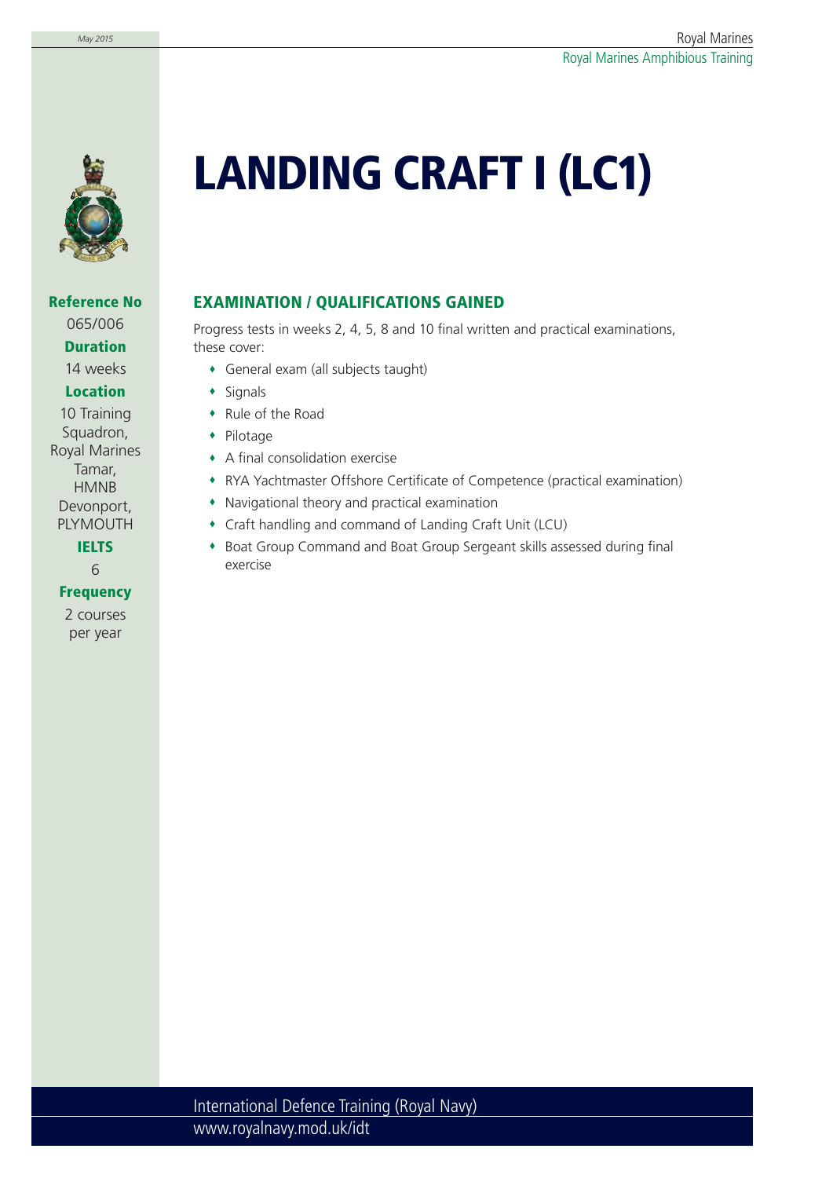# LANDING CRAFT I (LC1)

**Reference No**
065/006

**Duration**
14 weeks

**Location**
10 Training Squadron, Royal Marines Tamar, HMNB Devonport, PLYMOUTH

**IELTS**
6

**Frequency**
2 courses per year

## EXAMINATION / QUALIFICATIONS GAINED

Progress tests in weeks 2, 4, 5, 8 and 10 final written and practical examinations, these cover:

- General exam (all subjects taught)
- Signals
- Rule of the Road
- Pilotage
- A final consolidation exercise
- RYA Yachtmaster Offshore Certificate of Competence (practical examination)
- Navigational theory and practical examination
- Craft handling and command of Landing Craft Unit (LCU)
- Boat Group Command and Boat Group Sergeant skills assessed during final exercise